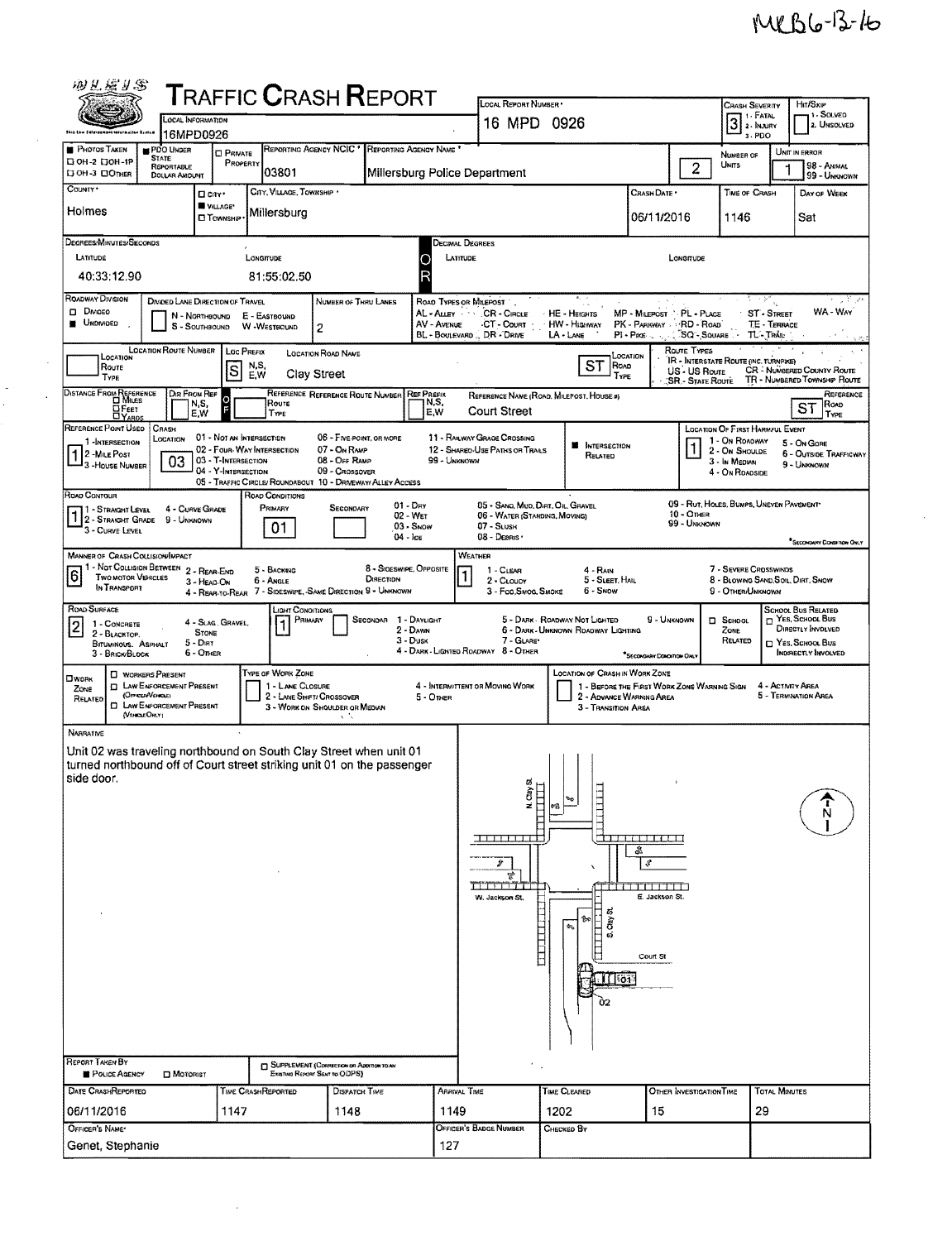MKB6-13-16

# TRAFFIC CRASH REPORT

| Field | Value |
|---|---|
| Local Information | 16MPD0926 |
| Local Report Number | 16 MPD 0926 |
| Crash Severity (1 - Fatal, 2 - Injury, 3 - PDO) | 3 |
| Hit/Skip (1 - Solved, 2. Unsolved) | |
| Photos Taken | |
| PDO Under State Reportable Dollar Amount | ■ |
| Private Property | ☐ |
| Reporting Agency NCIC | 03801 |
| Reporting Agency Name | Millersburg Police Department |
| Number of Units | 2 |
| Unit in Error (98 - Animal, 99 - Unknown) | 1 |
| County | Holmes |
| City, Village, Township | ■ Village: Millersburg |
| Crash Date | 06/11/2016 |
| Time of Crash | 1146 |
| Day of Week | Sat |

**Degrees/Minutes/Seconds**

| Latitude | Longitude |
|---|---|
| 40:33:12.90 | 81:55:02.50 |

**Roadway Division:** ■ Undivided
**Number of Thru Lanes:** 2

**Location Route Type / Prefix / Road Name:** S Clay Street — ST (Location Road Type)

**Distance From Reference:** Feet
**Dir From Ref:** ·
**Reference Name (Road, Milepost, House #):** Court Street — ST (Reference Road Type)

**Reference Point Used:** 1 - Intersection
**Crash Location:** 03 - T-Intersection
■ Intersection Related
**Location of First Harmful Event:** 1 - On Roadway

**Road Contour:** 1 - Straight Level
**Road Conditions (Primary):** 01 - Dry

**Manner of Crash Collision/Impact:** 6 - Angle
**Weather:** 1 - Clear

**Road Surface:** 2 - Blacktop, Bituminous, Asphalt
**Light Conditions (Primary):** 1 - Daylight

## NARRATIVE

Unit 02 was traveling northbound on South Clay Street when unit 01 turned northbound off of Court street striking unit 01 on the passenger side door.

Diagram labels: N. Clay St, W. Jackson St., E. Jackson St., S. Clay St, Court St, 01, 02, N

**Report Taken By:** ■ Police Agency

| Date Crash Reported | Time Crash Reported | Dispatch Time | Arrival Time | Time Cleared | Other Investigation Time | Total Minutes |
|---|---|---|---|---|---|---|
| 06/11/2016 | 1147 | 1148 | 1149 | 1202 | 15 | 29 |

| Officer's Name | Officer's Badge Number | Checked By |
|---|---|---|
| Genet, Stephanie | 127 | |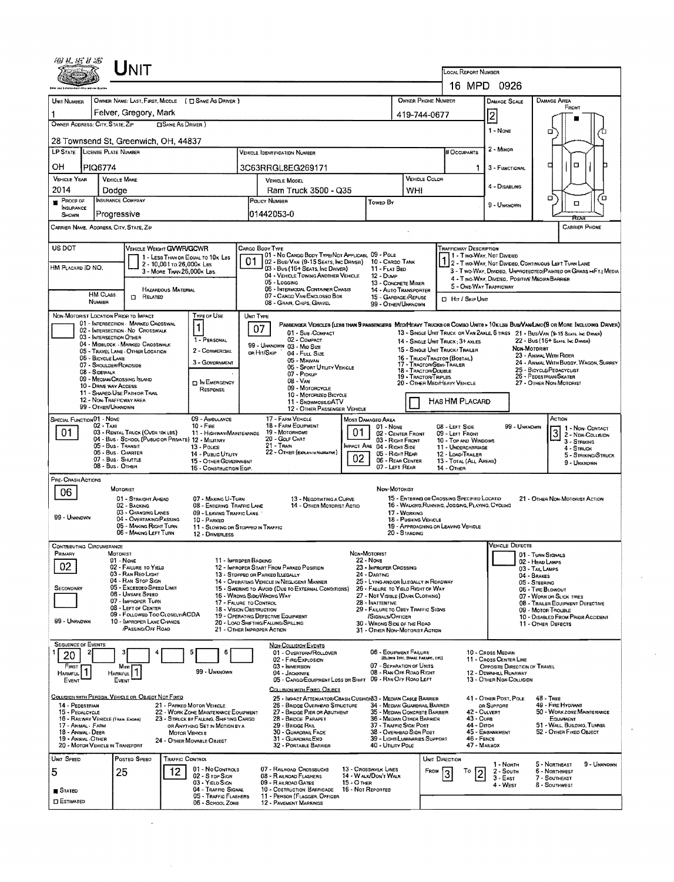# Unit

**Local Report Number:** 16 MPD 0926

| Unit Number | Owner Name: Last, First, Middle (☐ Same As Driver) | Owner Phone Number | Damage Scale | Damage Area |
|---|---|---|---|---|
| 1 | Felver, Gregory, Mark | 419-744-0677 | 2 | Front |

**Owner Address: City, State, Zip** (☐ Same As Driver)
28 Townsend St, Greenwich, OH, 44837

Damage Scale: 1 - None; 2 - Minor; 3 - Functional; 4 - Disabling; 9 - Unknown

| LP State | License Plate Number | Vehicle Identification Number | # Occupants |
|---|---|---|---|
| OH | PIQ6774 | 3C63RRGL8EG269171 | 1 |

| Vehicle Year | Vehicle Make | Vehicle Model | Vehicle Color |
|---|---|---|---|
| 2014 | Dodge | Ram Truck 3500 - Q35 | WHI |

| Proof of Insurance Shown | Insurance Company | Policy Number | Towed By |
|---|---|---|---|
| ■ | Progressive | 01442053-0 | |

**Carrier Name, Address, City, State, Zip:**

**Carrier Phone:**

**US DOT:**

**HM Placard ID No.:**

**HM Class Number:** ☐ Related (Hazardous Material)

**Vehicle Weight GVWR/GCWR:** 1 - Less Than or Equal to 10k Lbs; 2 - 10,001 to 26,000k Lbs; 3 - More Than 26,000k Lbs.

**Cargo Body Type:** 01
01 - No Cargo Body Type/Not Applicabl; 02 - Bus/Van (9-15 Seats, Inc Driver); 03 - Bus (16+ Seats, Inc Driver); 04 - Vehicle Towing Another Vehicle; 05 - Logging; 06 - Intermodal Container Chasis; 07 - Cargo Van/Enclosed Box; 08 - Grain, Chips, Gravel; 09 - Pole; 10 - Cargo Tank; 11 - Flat Bed; 12 - Dump; 13 - Concrete Mixer; 14 - Auto Transporter; 15 - Garbage/Refuse; 99 - Other/Unknown

**Trafficway Description:** 1
1 - Two-Way, Not Divided; 2 - Two-Way, Not Divided, Continuous Left Turn Lane; 3 - Two-Way, Divided, Unprotected(Painted or Grass >4Ft.) Media; 4 - Two-Way, Divided, Positive Median Barrier; 5 - One-Way Trafficway

☐ Hit / Skip Unit

**Non-Motorist Location Prior to Impact:**
01 - Intersection - Marked Crosswal; 02 - Intersection - No Crosswalk; 03 - Intersection Other; 04 - Midblock - Marked Crosswalk; 05 - Travel Lane - Other Location; 06 - Bicycle Lane; 07 - Shoulder/Roadside; 08 - Sidewalk; 09 - Median/Crossing Island; 10 - Drive way Access; 11 - Shared-Use Path or Trail; 12 - Non-Trafficway Area; 99 - Other/Unknown

**Type of Use:** 1
1 - Personal; 2 - Commercial; 3 - Government; ☐ In Emergency Response

**Unit Type:** 07
Passenger Vehicles (less than 9 passengers): 01 - Sub-Compact; 02 - Compact; 99 - Unknown 03 - Mid Size or Hit/Skip; 04 - Full Size; 05 - Minivan; 06 - Sport Utility Vehicle; 07 - Pickup; 08 - Van; 09 - Motorcycle; 10 - Motorized Bicycle; 11 - Snowmobile/ATV; 12 - Other Passenger Vehicle
Med/Heavy Trucks or Combo Units > 10k lbs Bus/Van/Limo(9 or More Including Driver): 13 - Single Unit Truck or Van 2axle, 6 Tires; 14 - Single Unit Truck; 3+ Axles; 15 - Single Unit Truck / Trailer; 16 - Truck/Tractor (Bobtail); 17 - Tractor/Semi-Trailer; 18 - Tractor/Double; 19 - Tractor/Triples; 20 - Other Med/Heavy Vehicle; 21 - Bus/Van (9-15 Seats, Inc Driver); 22 - Bus (16+ Seats, Inc Driver)
Non-Motorist: 23 - Animal With Rider; 24 - Animal With Buggy, Wagon, Surrey; 25 - Bicycle/Pedacyclist; 26 - Pedestrian/Skater; 27 - Other Non-Motorist

☐ Has HM Placard

**Special Function:** 01
01 - None; 02 - Taxi; 03 - Rental Truck (Over 10k lbs); 04 - Bus - School (Public or Private); 05 - Bus - Transit; 06 - Bus - Charter; 07 - Bus - Shuttle; 08 - Bus - Other; 09 - Ambulance; 10 - Fire; 11 - Highway/Maintenance; 12 - Military; 13 - Police; 14 - Public Utility; 15 - Other Government; 16 - Construction Eqip.; 17 - Farm Vehicle; 18 - Farm Equipment; 19 - Motorhome; 20 - Golf Cart; 21 - Train; 22 - Other (Explain in Narrative)

**Most Damaged Area:** 01
01 - None; 02 - Center Front; 03 - Right Front; 04 - Right Side; 05 - Right Rear; 06 - Rear Center; 07 - Left Rear; 08 - Left Side; 09 - Left Front; 10 - Top and Windows; 11 - Undercarriage; 12 - Load/Trailer; 13 - Total (All Areas); 14 - Other; 99 - Unknown

**Impact Are:** 02

**Action:** 3
1 - Non-Contact; 2 - Non-Collision; 3 - Striking; 4 - Struck; 5 - Striking/Struck; 9 - Unknown

**Pre-Crash Actions:** 06
Motorist: 01 - Straight Ahead; 02 - Backing; 03 - Changing Lanes; 04 - Overtaking/Passing; 05 - Making Right Turn; 06 - Making Left Turn; 07 - Making U-Turn; 08 - Entering Traffic Lane; 09 - Leaving Traffic Lane; 10 - Parked; 11 - Slowing or Stopped in Traffic; 12 - Driverless; 13 - Negotiating a Curve; 14 - Other Motorist Actio; 99 - Unknown
Non-Motorist: 15 - Entering or Crossing Specified Locatio; 16 - Walking, Running, Jogging, Playing, Cycling; 17 - Working; 18 - Pushing Vehicle; 19 - Approaching or Leaving Vehicle; 20 - Standing; 21 - Other Non-Motorist Action

**Contributing Circumstance:**
Primary: 02
Secondary:
Motorist: 01 - None; 02 - Failure to Yield; 03 - Ran Red Light; 04 - Ran Stop Sign; 05 - Exceeded Speed Limit; 06 - Unsafe Speed; 07 - Improper Turn; 08 - Left of Center; 09 - Followed Too Closely/ACDA; 10 - Improper Lane Change /Passing/Off Road; 11 - Improper Backing; 12 - Improper Start From Parked Position; 13 - Stopped or Parked Illegally; 14 - Operating Vehicle in Negligent Manner; 15 - Swering to Avoid (Due to External Conditions); 16 - Wrong Side/Wrong Way; 17 - Failure to Control; 18 - Vision Obstruction; 19 - Operating Defective Equipment; 20 - Load Shifting/Falling/Spilling; 21 - Other Improper Action; 99 - Unknown
Non-Motorist: 22 - None; 23 - Improper Crossing; 24 - Darting; 25 - Lying and/or Illegally in Roadway; 26 - Failure to Yield Right of Way; 27 - Not Visible (Dark Clothing); 28 - Inattentive; 29 - Failure to Obey Traffic Signs /Signals/Officer; 30 - Wrong Side of the Road; 31 - Other Non-Motorist Action

**Vehicle Defects:**
01 - Turn Signals; 02 - Head Lamps; 03 - Tail Lamps; 04 - Brakes; 05 - Steering; 06 - Tire Blowout; 07 - Worn or Slick Tires; 08 - Trailer Equipment Defective; 09 - Motor Trouble; 10 - Disabled From Prior Accident; 11 - Other Defects

**Sequence of Events:** 1: 20; 2: ; 3: ; 4: ; 5: ; 6:
First Harmful Event: 1; Most Harmful Event: 1; 99 - Unknown

Non-Collision Events: 01 - Overturn/Rollover; 02 - Fire/Explosion; 03 - Immersion; 04 - Jackknife; 05 - Cargo/Equipment Loss or Shift; 06 - Equipment Failure (Blown Tire, Brake Failure, etc); 07 - Separation of Units; 08 - Ran Off Road Right; 09 - Ran Off Road Left; 10 - Cross Median; 11 - Cross Center Line Opposite Direction of Travel; 12 - Downhill Runaway; 13 - Other Non-Collision

Collision with Person, Vehicle or Object Not Fixed: 14 - Pedestrian; 15 - Pedalcycle; 16 - Railway Vehicle (Train, Engine); 17 - Animal - Farm; 18 - Animal - Deer; 19 - Animal - Other; 20 - Motor Vehicle in Transport; 21 - Parked Motor Vehicle; 22 - Work Zone Maintenance Equipment; 23 - Struck by Falling, Shifting Cargo or Anything Set in Motion by a Motor Vehicle; 24 - Other Movable Object

Collision with Fixed, Object: 25 - Impact Attenuator/Crash Cushion; 26 - Bridge Overhead Structure; 27 - Bridge Pier or Abutment; 28 - Bridge Parapet; 29 - Bridge Rail; 30 - Guardrail Face; 31 - Guardrail End; 32 - Portable Barrier; 33 - Median Cable Barrier; 34 - Median Guardrail Barrier; 35 - Median Concrete Barrier; 36 - Median Other Barrier; 37 - Traffic Sign Post; 38 - Overhead Sign Post; 39 - Light/Luminaries Support; 40 - Utility Pole; 41 - Other Post, Pole or Support; 42 - Culvert; 43 - Curb; 44 - Ditch; 45 - Embankment; 46 - Fence; 47 - Mailbox; 48 - Tree; 49 - Fire Hydrant; 50 - Work Zone Maintenance Equipment; 51 - Wall, Building, Tunnel; 52 - Other Fixed Object

| Unit Speed | Posted Speed | Traffic Control | Unit Direction |
|---|---|---|---|
| 5 | 25 | 12 | From 3 To 2 |

■ Stated ☐ Estimated

Traffic Control: 01 - No Controls; 02 - Stop Sign; 03 - Yield Sign; 04 - Traffic Signal; 05 - Traffic Flashers; 06 - School Zone; 07 - Railroad Crossbucks; 08 - Railroad Flashers; 09 - Railroad Gates; 10 - Costruction Barricade; 11 - Person (Flagger, Officer; 12 - Pavement Markings; 13 - Crosswalk Lines; 14 - Walk/Don't Walk; 15 - Other; 16 - Not Reported

Unit Direction: 1 - North; 2 - South; 3 - East; 4 - West; 5 - Northeast; 6 - Northwest; 7 - Southeast; 8 - Southwest; 9 - Unknown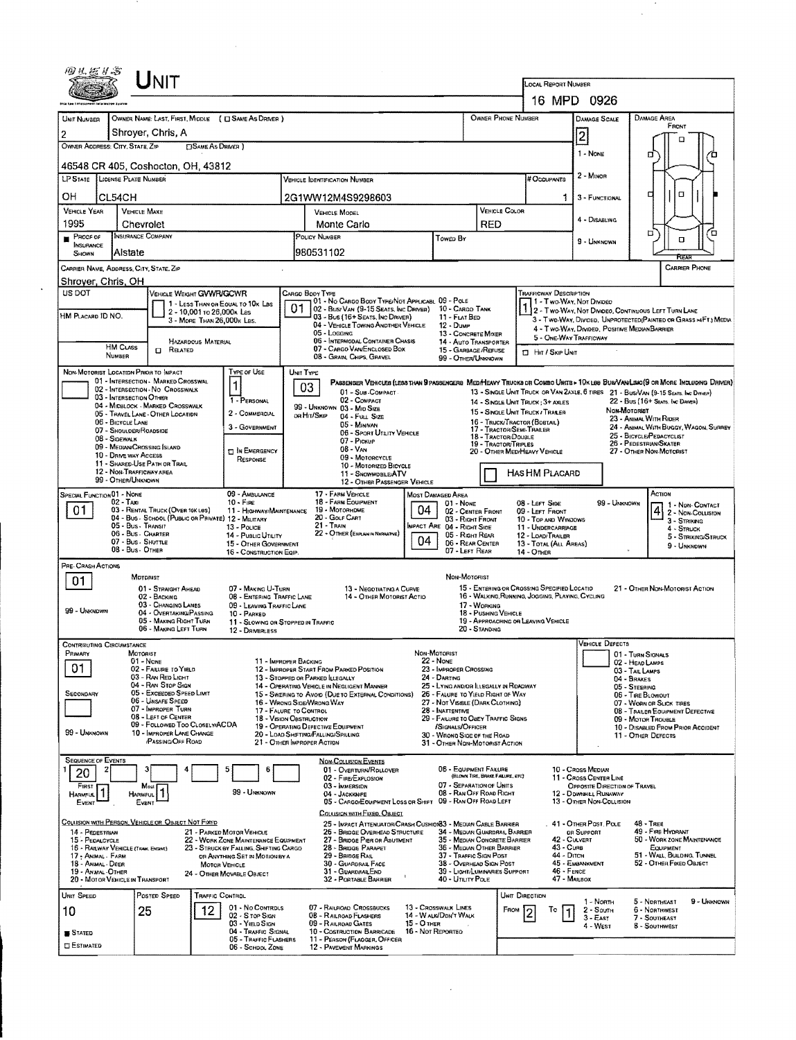# UNIT

**LOCAL REPORT NUMBER:** 16 MPD 0926

| UNIT NUMBER | OWNER NAME: LAST, FIRST, MIDDLE ( ☐ SAME AS DRIVER ) | OWNER PHONE NUMBER | DAMAGE SCALE | DAMAGE AREA |
|---|---|---|---|---|
| 2 | Shroyer, Chris, A | | 2 | FRONT |

**OWNER ADDRESS: CITY, STATE, ZIP** ☐ SAME AS DRIVER )
46548 CR 405, Coshocton, OH, 43812

DAMAGE SCALE: 1 - NONE, 2 - MINOR, 3 - FUNCTIONAL, 4 - DISABLING, 9 - UNKNOWN

| LP STATE | LICENSE PLATE NUMBER | VEHICLE IDENTIFICATION NUMBER | # OCCUPANTS |
|---|---|---|---|
| OH | CL54CH | 2G1WW12M4S9298603 | 1 |

| VEHICLE YEAR | VEHICLE MAKE | VEHICLE MODEL | VEHICLE COLOR |
|---|---|---|---|
| 1995 | Chevrolet | Monte Carlo | RED |

| PROOF OF INSURANCE SHOWN | INSURANCE COMPANY | POLICY NUMBER | TOWED BY |
|---|---|---|---|
| ■ | Alstate | 980531102 | |

**CARRIER NAME, ADDRESS, CITY, STATE, ZIP:** Shroyer, Chris, OH

**CARRIER PHONE:**

US DOT

HM PLACARD ID NO.

HM CLASS NUMBER ☐ RELATED

**VEHICLE WEIGHT GVWR/GCWR:** 1 - LESS THAN OR EQUAL TO 10K LBS; 2 - 10,001 TO 26,000K LBS; 3 - MORE THAN 26,000K LBS. — HAZARDOUS MATERIAL

**CARGO BODY TYPE:** 01
01 - NO CARGO BODY TYPE/NOT APPLICABL; 02 - BUS/VAN (9-15 SEATS, INC DRIVER); 03 - BUS (16+ SEATS, INC DRIVER); 04 - VEHICLE TOWING ANOTHER VEHICLE; 05 - LOGGING; 06 - INTERMODAL CONTAINER CHASIS; 07 - CARGO VAN/ENCLOSED BOX; 08 - GRAIN, CHIPS, GRAVEL; 09 - POLE; 10 - CARGO TANK; 11 - FLAT BED; 12 - DUMP; 13 - CONCRETE MIXER; 14 - AUTO TRANSPORTER; 15 - GARBAGE/REFUSE; 99 - OTHER/UNKNOWN

**TRAFFICWAY DESCRIPTION:** 1
1 - TWO-WAY, NOT DIVIDED; 2 - TWO-WAY, NOT DIVIDED, CONTINUOUS LEFT TURN LANE; 3 - TWO-WAY, DIVIDED, UNPROTECTED (PAINTED OR GRASS >4FT.) MEDIA; 4 - TWO-WAY, DIVIDED, POSITIVE MEDIAN BARRIER; 5 - ONE-WAY TRAFFICWAY
☐ HIT / SKIP UNIT

**NON-MOTORIST LOCATION PRIOR TO IMPACT:** 01 - INTERSECTION - MARKED CROSSWAL; 02 - INTERSECTION - NO CROSSWALK; 03 - INTERSECTION OTHER; 04 - MIDBLOCK - MARKED CROSSWALK; 05 - TRAVEL LANE - OTHER LOCATION; 06 - BICYCLE LANE; 07 - SHOULDER/ROADSIDE; 08 - SIDEWALK; 09 - MEDIAN/CROSSING ISLAND; 10 - DRIVE WAY ACCESS; 11 - SHARED-USE PATH OR TRAIL; 12 - NON-TRAFFICWAY AREA; 99 - OTHER/UNKNOWN

**TYPE OF USE:** 1
1 - PERSONAL; 2 - COMMERCIAL; 3 - GOVERNMENT; ☐ IN EMERGENCY RESPONSE

**UNIT TYPE:** 03
PASSENGER VEHICLES (LESS THAN 9 PASSENGERS): 01 - SUB-COMPACT; 02 - COMPACT; 99 - UNKNOWN 03 - MID SIZE; OR HIT/SKIP 04 - FULL SIZE; 05 - MINIVAN; 06 - SPORT UTILITY VEHICLE; 07 - PICKUP; 08 - VAN; 09 - MOTORCYCLE; 10 - MOTORIZED BICYCLE; 11 - SNOWMOBILE/ATV; 12 - OTHER PASSENGER VEHICLE
MED/HEAVY TRUCKS OR COMBO UNITS > 10K LBS BUS/VAN/LIMO (9 OR MORE INCLUDING DRIVER): 13 - SINGLE UNIT TRUCK OR VAN 2AXLE, 6 TIRES; 14 - SINGLE UNIT TRUCK; 3+ AXLES; 15 - SINGLE UNIT TRUCK / TRAILER; 16 - TRUCK/TRACTOR (BOBTAIL); 17 - TRACTOR/SEMI-TRAILER; 18 - TRACTOR/DOUBLE; 19 - TRACTOR/TRIPLES; 20 - OTHER MED/HEAVY VEHICLE; 21 - BUS/VAN (9-15 SEATS, INC DRIVER); 22 - BUS (16+ SEATS, INC DRIVER)
NON-MOTORIST: 23 - ANIMAL WITH RIDER; 24 - ANIMAL WITH BUGGY, WAGON, SURREY; 25 - BICYCLE/PEDACYCLIST; 26 - PEDESTRIAN/SKATER; 27 - OTHER NON-MOTORIST
☐ HAS HM PLACARD

**SPECIAL FUNCTION:** 01
01 - NONE; 02 - TAXI; 03 - RENTAL TRUCK (OVER 10K LBS); 04 - BUS - SCHOOL (PUBLIC OR PRIVATE); 05 - BUS - TRANSIT; 06 - BUS - CHARTER; 07 - BUS - SHUTTLE; 08 - BUS - OTHER; 09 - AMBULANCE; 10 - FIRE; 11 - HIGHWAY/MAINTENANCE; 12 - MILITARY; 13 - POLICE; 14 - PUBLIC UTILITY; 15 - OTHER GOVERNMENT; 16 - CONSTRUCTION EQIP.; 17 - FARM VEHICLE; 18 - FARM EQUIPMENT; 19 - MOTORHOME; 20 - GOLF CART; 21 - TRAIN; 22 - OTHER (EXPLAIN IN NARRATIVE)

**MOST DAMAGED AREA:** 04 — **IMPACT ARE:** 04
01 - NONE; 02 - CENTER FRONT; 03 - RIGHT FRONT; 04 - RIGHT SIDE; 05 - RIGHT REAR; 06 - REAR CENTER; 07 - LEFT REAR; 08 - LEFT SIDE; 09 - LEFT FRONT; 10 - TOP AND WINDOWS; 11 - UNDERCARRIAGE; 12 - LOAD/TRAILER; 13 - TOTAL (ALL AREAS); 14 - OTHER; 99 - UNKNOWN

**ACTION:** 4
1 - NON-CONTACT; 2 - NON-COLLISION; 3 - STRIKING; 4 - STRUCK; 5 - STRIKING/STRUCK; 9 - UNKNOWN

**PRE-CRASH ACTIONS:** 01
MOTORIST: 01 - STRAIGHT AHEAD; 02 - BACKING; 03 - CHANGING LANES; 04 - OVERTAKING/PASSING; 05 - MAKING RIGHT TURN; 06 - MAKING LEFT TURN; 07 - MAKING U-TURN; 08 - ENTERING TRAFFIC LANE; 09 - LEAVING TRAFFIC LANE; 10 - PARKED; 11 - SLOWING OR STOPPED IN TRAFFIC; 12 - DRIVERLESS; 13 - NEGOTIATING A CURVE; 14 - OTHER MOTORIST ACTIO; 99 - UNKNOWN
NON-MOTORIST: 15 - ENTERING OR CROSSING SPECIFIED LOCATIO; 16 - WALKING, RUNNING, JOGGING, PLAYING, CYCLING; 17 - WORKING; 18 - PUSHING VEHICLE; 19 - APPROACHING OR LEAVING VEHICLE; 20 - STANDING; 21 - OTHER NON-MOTORIST ACTION

**CONTRIBUTING CIRCUMSTANCE:** PRIMARY 01; SECONDARY (blank)
MOTORIST: 01 - NONE; 02 - FAILURE TO YIELD; 03 - RAN RED LIGHT; 04 - RAN STOP SIGN; 05 - EXCEEDED SPEED LIMIT; 06 - UNSAFE SPEED; 07 - IMPROPER TURN; 08 - LEFT OF CENTER; 09 - FOLLOWED TOO CLOSELY/ACDA; 10 - IMPROPER LANE CHANGE /PASSING/OFF ROAD; 11 - IMPROPER BACKING; 12 - IMPROPER START FROM PARKED POSITION; 13 - STOPPED OR PARKED ILLEGALLY; 14 - OPERATING VEHICLE IN NEGLIGENT MANNER; 15 - SWERING TO AVOID (DUE TO EXTERNAL CONDITIONS); 16 - WRONG SIDE/WRONG WAY; 17 - FAILURE TO CONTROL; 18 - VISION OBSTRUCTION; 19 - OPERATING DEFECTIVE EQUIPMENT; 20 - LOAD SHIFTING/FALLING/SPILLING; 21 - OTHER IMPROPER ACTION; 99 - UNKNOWN
NON-MOTORIST: 22 - NONE; 23 - IMPROPER CROSSING; 24 - DARTING; 25 - LYING AND/OR ILLEGALLY IN ROADWAY; 26 - FAILURE TO YIELD RIGHT OF WAY; 27 - NOT VISIBLE (DARK CLOTHING); 28 - INATTENTIVE; 29 - FAILURE TO OBEY TRAFFIC SIGNS /SIGNALS/OFFICER; 30 - WRONG SIDE OF THE ROAD; 31 - OTHER NON-MOTORIST ACTION

**VEHICLE DEFECTS:** 01 - TURN SIGNALS; 02 - HEAD LAMPS; 03 - TAIL LAMPS; 04 - BRAKES; 05 - STEERING; 06 - TIRE BLOWOUT; 07 - WORN OR SLICK TIRES; 08 - TRAILER EQUIPMENT DEFECTIVE; 09 - MOTOR TROUBLE; 10 - DISABLED FROM PRIOR ACCIDENT; 11 - OTHER DEFECTS

**SEQUENCE OF EVENTS:** 1: 20; 2; 3; 4; 5; 6
FIRST HARMFUL EVENT: 1 — MOST HARMFUL EVENT: 1
99 - UNKNOWN

NON-COLLISION EVENTS: 01 - OVERTURN/ROLLOVER; 02 - FIRE/EXPLOSION; 03 - IMMERSION; 04 - JACKKNIFE; 05 - CARGO/EQUIPMENT LOSS OR SHIFT; 06 - EQUIPMENT FAILURE (BLOWN TIRE, BRAKE FAILURE, ETC); 07 - SEPARATION OF UNITS; 08 - RAN OFF ROAD RIGHT; 09 - RAN OFF ROAD LEFT; 10 - CROSS MEDIAN; 11 - CROSS CENTER LINE OPPOSITE DIRECTION OF TRAVEL; 12 - DOWNHILL RUNAWAY; 13 - OTHER NON-COLLISION

COLLISION WITH PERSON, VEHICLE OR OBJECT NOT FIXED: 14 - PEDESTRIAN; 15 - PEDALCYCLE; 16 - RAILWAY VEHICLE (TRAIN, ENGINE); 17 - ANIMAL - FARM; 18 - ANIMAL - DEER; 19 - ANIMAL - OTHER; 20 - MOTOR VEHICLE IN TRANSPORT; 21 - PARKED MOTOR VEHICLE; 22 - WORK ZONE MAINTENANCE EQUIPMENT; 23 - STRUCK BY FALLING, SHIFTING CARGO OR ANYTHING SET IN MOTION BY A MOTOR VEHICLE; 24 - OTHER MOVABLE OBJECT

COLLISION WITH FIXED, OBJECT: 25 - IMPACT ATTENUATOR/CRASH CUSHION; 26 - BRIDGE OVERHEAD STRUCTURE; 27 - BRIDGE PIER OR ABUTMENT; 28 - BRIDGE PARAPET; 29 - BRIDGE RAIL; 30 - GUARDRAIL FACE; 31 - GUARDRAIL END; 32 - PORTABLE BARRIER; 33 - MEDIAN CABLE BARRIER; 34 - MEDIAN GUARDRAIL BARRIER; 35 - MEDIAN CONCRETE BARRIER; 36 - MEDIAN OTHER BARRIER; 37 - TRAFFIC SIGN POST; 38 - OVERHEAD SIGN POST; 39 - LIGHT/LUMINARIES SUPPORT; 40 - UTILITY POLE; 41 - OTHER POST, POLE OR SUPPORT; 42 - CULVERT; 43 - CURB; 44 - DITCH; 45 - EMBANKMENT; 46 - FENCE; 47 - MAILBOX; 48 - TREE; 49 - FIRE HYDRANT; 50 - WORK ZONE MAINTENANCE EQUIPMENT; 51 - WALL, BUILDING, TUNNEL; 52 - OTHER FIXED OBJECT

| UNIT SPEED | POSTED SPEED | TRAFFIC CONTROL | UNIT DIRECTION |
|---|---|---|---|
| 10 | 25 | 12 | FROM 2 TO 1 |

■ STATED ☐ ESTIMATED

TRAFFIC CONTROL: 01 - NO CONTROLS; 02 - STOP SIGN; 03 - YIELD SIGN; 04 - TRAFFIC SIGNAL; 05 - TRAFFIC FLASHERS; 06 - SCHOOL ZONE; 07 - RAILROAD CROSSBUCKS; 08 - RAILROAD FLASHERS; 09 - RAILROAD GATES; 10 - COSTRUCTION BARRICADE; 11 - PERSON (FLAGGER, OFFICER); 12 - PAVEMENT MARKINGS; 13 - CROSSWALK LINES; 14 - WALK/DON'T WALK; 15 - OTHER; 16 - NOT REPORTED

UNIT DIRECTION: 1 - NORTH; 2 - SOUTH; 3 - EAST; 4 - WEST; 5 - NORTHEAST; 6 - NORTHWEST; 7 - SOUTHEAST; 8 - SOUTHWEST; 9 - UNKNOWN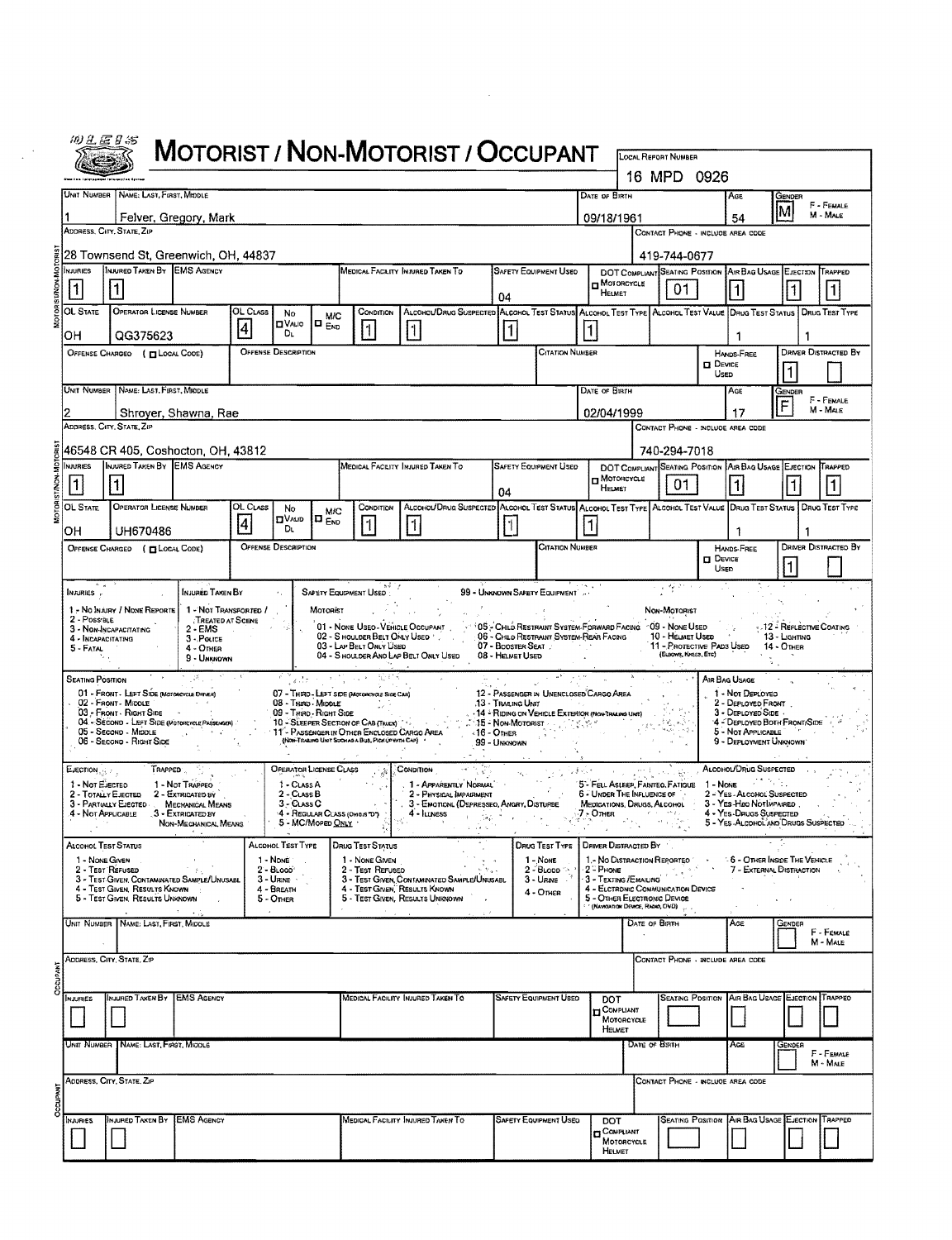# MOTORIST / NON-MOTORIST / OCCUPANT

**LOCAL REPORT NUMBER:** 16 MPD 0926

## MOTORIST/NON-MOTORIST

| UNIT NUMBER | NAME: LAST, FIRST, MIDDLE | DATE OF BIRTH | AGE | GENDER |
|---|---|---|---|---|
| 1 | Felver, Gregory, Mark | 09/18/1961 | 54 | M |

| ADDRESS, CITY, STATE, ZIP | CONTACT PHONE - INCLUDE AREA CODE |
|---|---|
| 28 Townsend St, Greenwich, OH, 44837 | 419-744-0677 |

| INJURIES | INJURED TAKEN BY | EMS AGENCY | MEDICAL FACILITY INJURED TAKEN TO | SAFETY EQUIPMENT USED | DOT COMPLIANT MOTORCYCLE HELMET | SEATING POSITION | AIR BAG USAGE | EJECTION | TRAPPED |
|---|---|---|---|---|---|---|---|---|---|
| 1 | 1 | | | 04 | | 01 | 1 | 1 | 1 |

| OL STATE | OPERATOR LICENSE NUMBER | OL CLASS | NO VALID DL | M/C END | CONDITION | ALCOHOL/DRUG SUSPECTED | ALCOHOL TEST STATUS | ALCOHOL TEST TYPE | ALCOHOL TEST VALUE | DRUG TEST STATUS | DRUG TEST TYPE |
|---|---|---|---|---|---|---|---|---|---|---|---|
| OH | QG375623 | 4 | | | 1 | 1 | 1 | 1 | | 1 | 1 |

| OFFENSE CHARGED (LOCAL CODE) | OFFENSE DESCRIPTION | CITATION NUMBER | HANDS-FREE DEVICE USED | DRIVER DISTRACTED BY |
|---|---|---|---|---|
| | | | | 1 |

| UNIT NUMBER | NAME: LAST, FIRST, MIDDLE | DATE OF BIRTH | AGE | GENDER |
|---|---|---|---|---|
| 2 | Shroyer, Shawna, Rae | 02/04/1999 | 17 | F |

| ADDRESS, CITY, STATE, ZIP | CONTACT PHONE - INCLUDE AREA CODE |
|---|---|
| 46548 CR 405, Coshocton, OH, 43812 | 740-294-7018 |

| INJURIES | INJURED TAKEN BY | EMS AGENCY | MEDICAL FACILITY INJURED TAKEN TO | SAFETY EQUIPMENT USED | DOT COMPLIANT MOTORCYCLE HELMET | SEATING POSITION | AIR BAG USAGE | EJECTION | TRAPPED |
|---|---|---|---|---|---|---|---|---|---|
| 1 | 1 | | | 04 | | 01 | 1 | 1 | 1 |

| OL STATE | OPERATOR LICENSE NUMBER | OL CLASS | NO VALID DL | M/C END | CONDITION | ALCOHOL/DRUG SUSPECTED | ALCOHOL TEST STATUS | ALCOHOL TEST TYPE | ALCOHOL TEST VALUE | DRUG TEST STATUS | DRUG TEST TYPE |
|---|---|---|---|---|---|---|---|---|---|---|---|
| OH | UH670486 | 4 | | | 1 | 1 | 1 | 1 | | 1 | 1 |

| OFFENSE CHARGED (LOCAL CODE) | OFFENSE DESCRIPTION | CITATION NUMBER | HANDS-FREE DEVICE USED | DRIVER DISTRACTED BY |
|---|---|---|---|---|
| | | | | 1 |

## CODES

**INJURIES:** 1 - No Injury / None Reported; 2 - Possible; 3 - Non-Incapacitating; 4 - Incapacitating; 5 - Fatal

**INJURED TAKEN BY:** 1 - Not Transported / Treated at Scene; 2 - EMS; 3 - Police; 4 - Other; 9 - Unknown

**SAFETY EQUIPMENT USED:** 99 - Unknown Safety Equipment

Motorist: 01 - None Used - Vehicle Occupant; 02 - Shoulder Belt Only Used; 03 - Lap Belt Only Used; 04 - Shoulder and Lap Belt Only Used; 05 - Child Restraint System-Forward Facing; 06 - Child Restraint System-Rear Facing; 07 - Booster Seat; 08 - Helmet Used

Non-Motorist: 09 - None Used; 10 - Helmet Used; 11 - Protective Pads Used (Elbows, Knees, Etc); 12 - Reflective Coating; 13 - Lighting; 14 - Other

**SEATING POSITION:** 01 - Front - Left Side (Motorcycle Driver); 02 - Front - Middle; 03 - Front - Right Side; 04 - Second - Left Side (Motorcycle Passenger); 05 - Second - Middle; 06 - Second - Right Side; 07 - Third - Left Side (Motorcycle Side Car); 08 - Third - Middle; 09 - Third - Right Side; 10 - Sleeper Section of Cab (Truck); 11 - Passenger in Other Enclosed Cargo Area (Non-Trailing Unit Such as a Bus, Pick-up with Cap); 12 - Passenger in Unenclosed Cargo Area; 13 - Trailing Unit; 14 - Riding on Vehicle Exterior (Non-Trailing Unit); 15 - Non-Motorist; 16 - Other; 99 - Unknown

**AIR BAG USAGE:** 1 - Not Deployed; 2 - Deployed Front; 3 - Deployed Side; 4 - Deployed Both Front/Side; 5 - Not Applicable; 9 - Deployment Unknown

**EJECTION:** 1 - Not Ejected; 2 - Totally Ejected; 3 - Partially Ejected; 4 - Not Applicable

**TRAPPED:** 1 - Not Trapped; 2 - Extricated by Mechanical Means; 3 - Extricated by Non-Mechanical Means

**OPERATOR LICENSE CLASS:** 1 - Class A; 2 - Class B; 3 - Class C; 4 - Regular Class (Ohio is "D"); 5 - MC/Moped Only

**CONDITION:** 1 - Apparently Normal; 2 - Physical Impairment; 3 - Emotional (Depressed, Angry, Disturbed); 4 - Illness; 5 - Fell Asleep, Fainted, Fatigue; 6 - Under the Influence of Medications, Drugs, Alcohol; 7 - Other

**ALCOHOL/DRUG SUSPECTED:** 1 - None; 2 - Yes - Alcohol Suspected; 3 - Yes - HBD Not Impaired; 4 - Yes - Drugs Suspected; 5 - Yes - Alcohol and Drugs Suspected

**ALCOHOL TEST STATUS:** 1 - None Given; 2 - Test Refused; 3 - Test Given, Contaminated Sample/Unusable; 4 - Test Given, Results Known; 5 - Test Given, Results Unknown

**ALCOHOL TEST TYPE:** 1 - None; 2 - Blood; 3 - Urine; 4 - Breath; 5 - Other

**DRUG TEST STATUS:** 1 - None Given; 2 - Test Refused; 3 - Test Given, Contaminated Sample/Unusable; 4 - Test Given, Results Known; 5 - Test Given, Results Unknown

**DRUG TEST TYPE:** 1 - None; 2 - Blood; 3 - Urine; 4 - Other

**DRIVER DISTRACTED BY:** 1 - No Distraction Reported; 2 - Phone; 3 - Texting/Emailing; 4 - Electronic Communication Device; 5 - Other Electronic Device (Navigation Device, Radio, DVD); 6 - Other Inside the Vehicle; 7 - External Distraction

## OCCUPANT

| UNIT NUMBER | NAME: LAST, FIRST, MIDDLE | DATE OF BIRTH | AGE | GENDER |
|---|---|---|---|---|
| | | | | |

| ADDRESS, CITY, STATE, ZIP | CONTACT PHONE - INCLUDE AREA CODE |
|---|---|
| | |

| INJURIES | INJURED TAKEN BY | EMS AGENCY | MEDICAL FACILITY INJURED TAKEN TO | SAFETY EQUIPMENT USED | DOT COMPLIANT MOTORCYCLE HELMET | SEATING POSITION | AIR BAG USAGE | EJECTION | TRAPPED |
|---|---|---|---|---|---|---|---|---|---|
| | | | | | | | | | |

| UNIT NUMBER | NAME: LAST, FIRST, MIDDLE | DATE OF BIRTH | AGE | GENDER |
|---|---|---|---|---|
| | | | | |

| ADDRESS, CITY, STATE, ZIP | CONTACT PHONE - INCLUDE AREA CODE |
|---|---|
| | |

| INJURIES | INJURED TAKEN BY | EMS AGENCY | MEDICAL FACILITY INJURED TAKEN TO | SAFETY EQUIPMENT USED | DOT COMPLIANT MOTORCYCLE HELMET | SEATING POSITION | AIR BAG USAGE | EJECTION | TRAPPED |
|---|---|---|---|---|---|---|---|---|---|
| | | | | | | | | | |